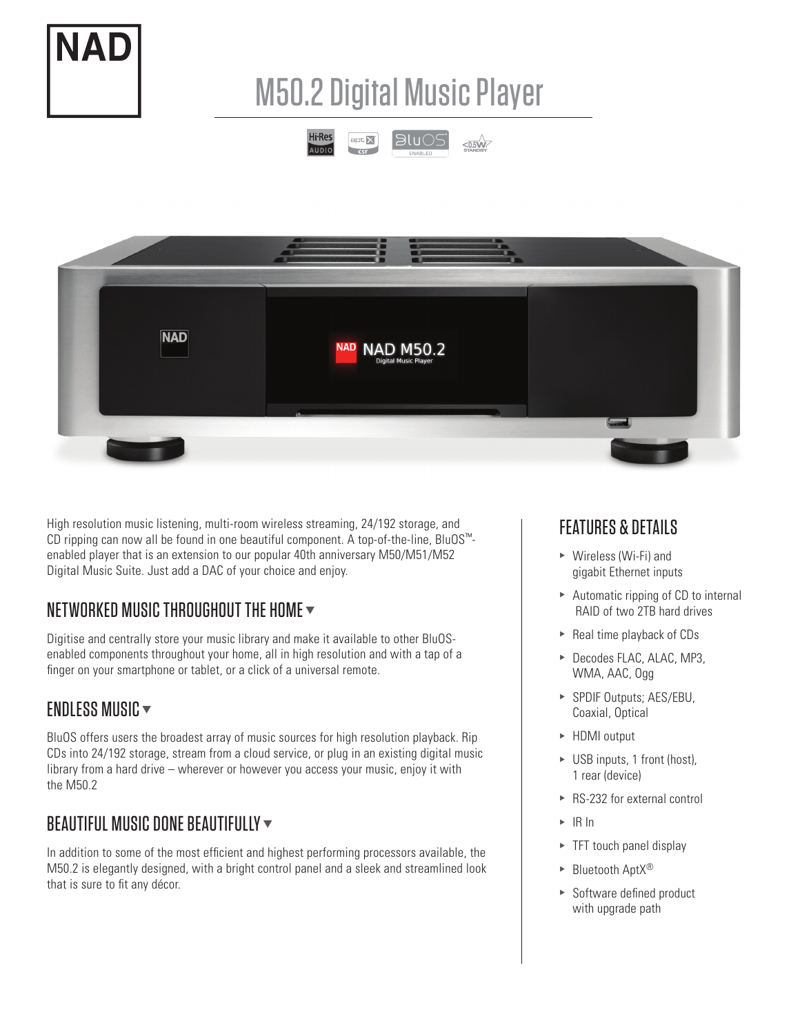# M50.2 Digital Music Player

High resolution music listening, multi-room wireless streaming, 24/192 storage, and CD ripping can now all be found in one beautiful component. A top-of-the-line, BluOS™-enabled player that is an extension to our popular 40th anniversary M50/M51/M52 Digital Music Suite. Just add a DAC of your choice and enjoy.

## NETWORKED MUSIC THROUGHOUT THE HOME

Digitise and centrally store your music library and make it available to other BluOS-enabled components throughout your home, all in high resolution and with a tap of a finger on your smartphone or tablet, or a click of a universal remote.

## ENDLESS MUSIC

BluOS offers users the broadest array of music sources for high resolution playback. Rip CDs into 24/192 storage, stream from a cloud service, or plug in an existing digital music library from a hard drive – wherever or however you access your music, enjoy it with the M50.2

## BEAUTIFUL MUSIC DONE BEAUTIFULLY

In addition to some of the most efficient and highest performing processors available, the M50.2 is elegantly designed, with a bright control panel and a sleek and streamlined look that is sure to fit any décor.

## FEATURES & DETAILS

- Wireless (Wi-Fi) and gigabit Ethernet inputs
- Automatic ripping of CD to internal RAID of two 2TB hard drives
- Real time playback of CDs
- Decodes FLAC, ALAC, MP3, WMA, AAC, Ogg
- SPDIF Outputs; AES/EBU, Coaxial, Optical
- HDMI output
- USB inputs, 1 front (host), 1 rear (device)
- RS-232 for external control
- IR In
- TFT touch panel display
- Bluetooth AptX®
- Software defined product with upgrade path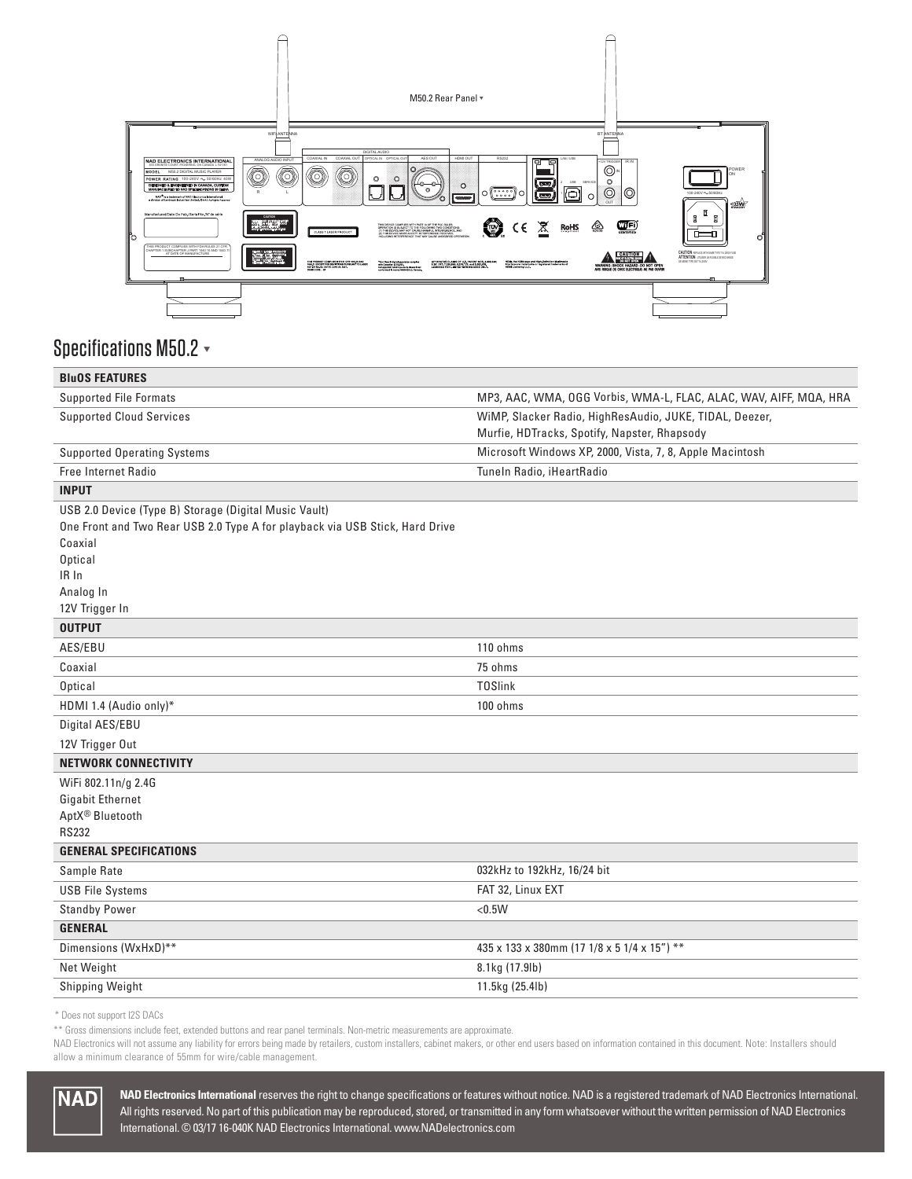M50.2 Rear Panel

## Specifications M50.2

| | |
|---|---|
| **BluOS FEATURES** | |
| Supported File Formats | MP3, AAC, WMA, OGG Vorbis, WMA-L, FLAC, ALAC, WAV, AIFF, MQA, HRA |
| Supported Cloud Services | WiMP, Slacker Radio, HighResAudio, JUKE, TIDAL, Deezer, Murfie, HDTracks, Spotify, Napster, Rhapsody |
| Supported Operating Systems | Microsoft Windows XP, 2000, Vista, 7, 8, Apple Macintosh |
| Free Internet Radio | TuneIn Radio, iHeartRadio |
| **INPUT** | |
| USB 2.0 Device (Type B) Storage (Digital Music Vault) | |
| One Front and Two Rear USB 2.0 Type A for playback via USB Stick, Hard Drive | |
| Coaxial | |
| Optical | |
| IR In | |
| Analog In | |
| 12V Trigger In | |
| **OUTPUT** | |
| AES/EBU | 110 ohms |
| Coaxial | 75 ohms |
| Optical | TOSlink |
| HDMI 1.4 (Audio only)* | 100 ohms |
| Digital AES/EBU | |
| 12V Trigger Out | |
| **NETWORK CONNECTIVITY** | |
| WiFi 802.11n/g 2.4G | |
| Gigabit Ethernet | |
| AptX® Bluetooth | |
| RS232 | |
| **GENERAL SPECIFICATIONS** | |
| Sample Rate | 032kHz to 192kHz, 16/24 bit |
| USB File Systems | FAT 32, Linux EXT |
| Standby Power | <0.5W |
| **GENERAL** | |
| Dimensions (WxHxD)** | 435 x 133 x 380mm (17 1/8 x 5 1/4 x 15”) ** |
| Net Weight | 8.1kg (17.9lb) |
| Shipping Weight | 11.5kg (25.4lb) |

\* Does not support I2S DACs

** Gross dimensions include feet, extended buttons and rear panel terminals. Non-metric measurements are approximate.

NAD Electronics will not assume any liability for errors being made by retailers, custom installers, cabinet makers, or other end users based on information contained in this document. Note: Installers should allow a minimum clearance of 55mm for wire/cable management.

**NAD Electronics International** reserves the right to change specifications or features without notice. NAD is a registered trademark of NAD Electronics International. All rights reserved. No part of this publication may be reproduced, stored, or transmitted in any form whatsoever without the written permission of NAD Electronics International. © 03/17 16-040K NAD Electronics International. www.NADelectronics.com